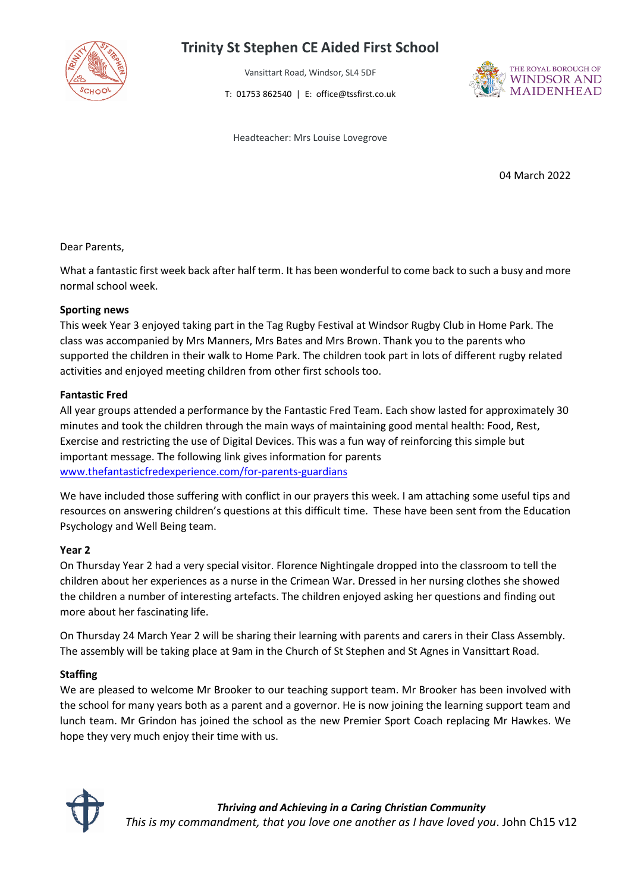# Trinity St Stephen CE Aided First School

Vansittart Road, Windsor, SL4 5DF

T: 01753 862540 | E: office@tssfirst.co.uk

Headteacher: Mrs Louise Lovegrove

04 March 2022

Dear Parents,

What a fantastic first week back after half term. It has been wonderful to come back to such a busy and more normal school week.

**Sporting news**

This week Year 3 enjoyed taking part in the Tag Rugby Festival at Windsor Rugby Club in Home Park. The class was accompanied by Mrs Manners, Mrs Bates and Mrs Brown. Thank you to the parents who supported the children in their walk to Home Park. The children took part in lots of different rugby related activities and enjoyed meeting children from other first schools too.

**Fantastic Fred**

All year groups attended a performance by the Fantastic Fred Team. Each show lasted for approximately 30 minutes and took the children through the main ways of maintaining good mental health: Food, Rest, Exercise and restricting the use of Digital Devices. This was a fun way of reinforcing this simple but important message. The following link gives information for parents [www.thefantasticfredexperience.com/for-parents-guardians](www.thefantasticfredexperience.com/for-parents-guardians)

We have included those suffering with conflict in our prayers this week. I am attaching some useful tips and resources on answering children's questions at this difficult time. These have been sent from the Education Psychology and Well Being team.

**Year 2**

On Thursday Year 2 had a very special visitor. Florence Nightingale dropped into the classroom to tell the children about her experiences as a nurse in the Crimean War. Dressed in her nursing clothes she showed the children a number of interesting artefacts. The children enjoyed asking her questions and finding out more about her fascinating life.

On Thursday 24 March Year 2 will be sharing their learning with parents and carers in their Class Assembly. The assembly will be taking place at 9am in the Church of St Stephen and St Agnes in Vansittart Road.

**Staffing**

We are pleased to welcome Mr Brooker to our teaching support team. Mr Brooker has been involved with the school for many years both as a parent and a governor. He is now joining the learning support team and lunch team. Mr Grindon has joined the school as the new Premier Sport Coach replacing Mr Hawkes. We hope they very much enjoy their time with us.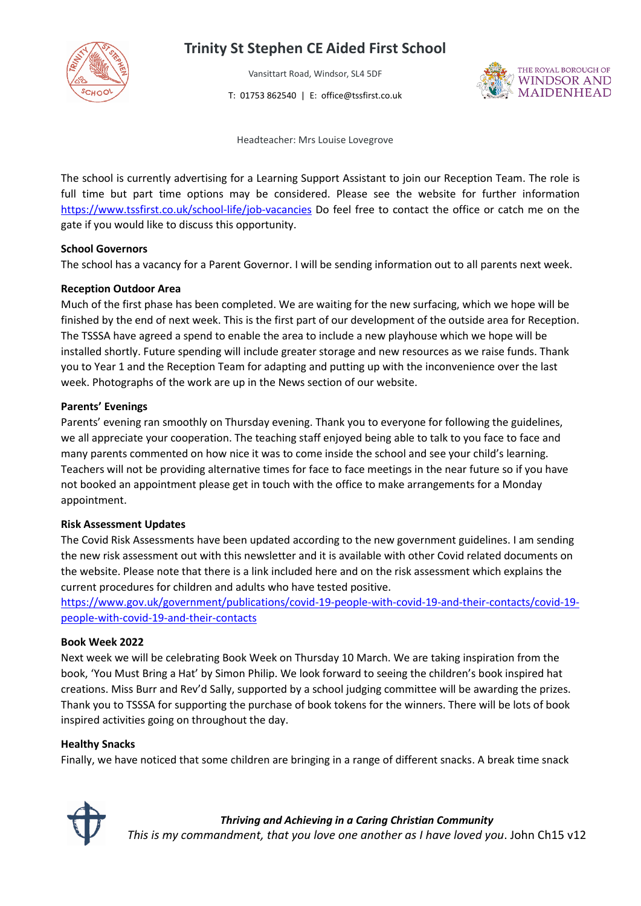# Trinity St Stephen CE Aided First School

Vansittart Road, Windsor, SL4 5DF

T: 01753 862540 | E: office@tssfirst.co.uk

Headteacher: Mrs Louise Lovegrove

The school is currently advertising for a Learning Support Assistant to join our Reception Team. The role is full time but part time options may be considered. Please see the website for further information https://www.tssfirst.co.uk/school-life/job-vacancies Do feel free to contact the office or catch me on the gate if you would like to discuss this opportunity.

**School Governors**

The school has a vacancy for a Parent Governor. I will be sending information out to all parents next week.

**Reception Outdoor Area**

Much of the first phase has been completed. We are waiting for the new surfacing, which we hope will be finished by the end of next week. This is the first part of our development of the outside area for Reception. The TSSSA have agreed a spend to enable the area to include a new playhouse which we hope will be installed shortly. Future spending will include greater storage and new resources as we raise funds. Thank you to Year 1 and the Reception Team for adapting and putting up with the inconvenience over the last week. Photographs of the work are up in the News section of our website.

**Parents' Evenings**

Parents' evening ran smoothly on Thursday evening. Thank you to everyone for following the guidelines, we all appreciate your cooperation. The teaching staff enjoyed being able to talk to you face to face and many parents commented on how nice it was to come inside the school and see your child's learning. Teachers will not be providing alternative times for face to face meetings in the near future so if you have not booked an appointment please get in touch with the office to make arrangements for a Monday appointment.

**Risk Assessment Updates**

The Covid Risk Assessments have been updated according to the new government guidelines. I am sending the new risk assessment out with this newsletter and it is available with other Covid related documents on the website. Please note that there is a link included here and on the risk assessment which explains the current procedures for children and adults who have tested positive.
https://www.gov.uk/government/publications/covid-19-people-with-covid-19-and-their-contacts/covid-19-people-with-covid-19-and-their-contacts

**Book Week 2022**

Next week we will be celebrating Book Week on Thursday 10 March. We are taking inspiration from the book, 'You Must Bring a Hat' by Simon Philip. We look forward to seeing the children's book inspired hat creations. Miss Burr and Rev'd Sally, supported by a school judging committee will be awarding the prizes. Thank you to TSSSA for supporting the purchase of book tokens for the winners. There will be lots of book inspired activities going on throughout the day.

**Healthy Snacks**

Finally, we have noticed that some children are bringing in a range of different snacks. A break time snack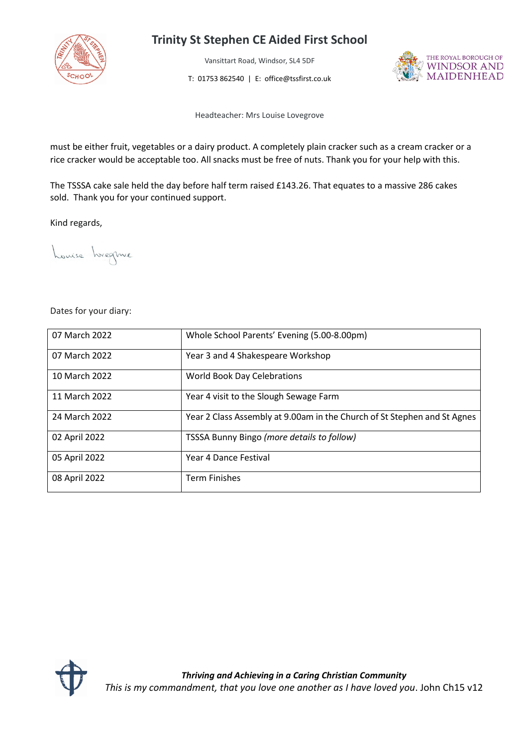must be either fruit, vegetables or a dairy product. A completely plain cracker such as a cream cracker or a rice cracker would be acceptable too. All snacks must be free of nuts. Thank you for your help with this.

The TSSSA cake sale held the day before half term raised £143.26. That equates to a massive 286 cakes sold. Thank you for your continued support.

Kind regards,

Louise Lovegrove

Dates for your diary:

| | |
|---|---|
| 07 March 2022 | Whole School Parents' Evening (5.00-8.00pm) |
| 07 March 2022 | Year 3 and 4 Shakespeare Workshop |
| 10 March 2022 | World Book Day Celebrations |
| 11 March 2022 | Year 4 visit to the Slough Sewage Farm |
| 24 March 2022 | Year 2 Class Assembly at 9.00am in the Church of St Stephen and St Agnes |
| 02 April 2022 | TSSSA Bunny Bingo *(more details to follow)* |
| 05 April 2022 | Year 4 Dance Festival |
| 08 April 2022 | Term Finishes |